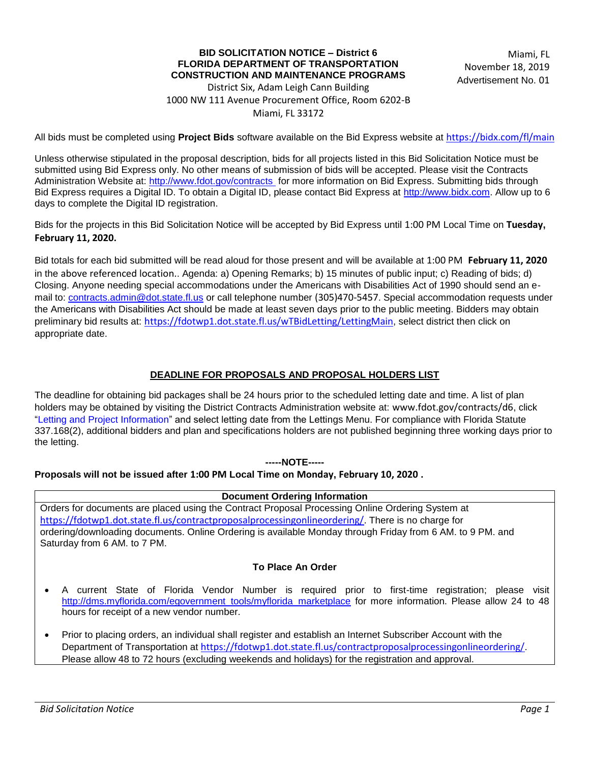**BID SOLICITATION NOTICE – District 6**
**FLORIDA DEPARTMENT OF TRANSPORTATION**
**CONSTRUCTION AND MAINTENANCE PROGRAMS**
District Six, Adam Leigh Cann Building
1000 NW 111 Avenue Procurement Office, Room 6202-B
Miami, FL 33172

Miami, FL
November 18, 2019
Advertisement No. 01

All bids must be completed using **Project Bids** software available on the Bid Express website at https://bidx.com/fl/main

Unless otherwise stipulated in the proposal description, bids for all projects listed in this Bid Solicitation Notice must be submitted using Bid Express only. No other means of submission of bids will be accepted. Please visit the Contracts Administration Website at: http://www.fdot.gov/contracts for more information on Bid Express. Submitting bids through Bid Express requires a Digital ID. To obtain a Digital ID, please contact Bid Express at http://www.bidx.com. Allow up to 6 days to complete the Digital ID registration.

Bids for the projects in this Bid Solicitation Notice will be accepted by Bid Express until 1:00 PM Local Time on **Tuesday, February 11, 2020.**

Bid totals for each bid submitted will be read aloud for those present and will be available at 1:00 PM **February 11, 2020** in the above referenced location.. Agenda: a) Opening Remarks; b) 15 minutes of public input; c) Reading of bids; d) Closing. Anyone needing special accommodations under the Americans with Disabilities Act of 1990 should send an e-mail to: contracts.admin@dot.state.fl.us or call telephone number (305)470-5457. Special accommodation requests under the Americans with Disabilities Act should be made at least seven days prior to the public meeting. Bidders may obtain preliminary bid results at: https://fdotwp1.dot.state.fl.us/wTBidLetting/LettingMain, select district then click on appropriate date.

## DEADLINE FOR PROPOSALS AND PROPOSAL HOLDERS LIST

The deadline for obtaining bid packages shall be 24 hours prior to the scheduled letting date and time. A list of plan holders may be obtained by visiting the District Contracts Administration website at: www.fdot.gov/contracts/d6, click "Letting and Project Information" and select letting date from the Lettings Menu. For compliance with Florida Statute 337.168(2), additional bidders and plan and specifications holders are not published beginning three working days prior to the letting.

**-----NOTE-----**

**Proposals will not be issued after 1:00 PM Local Time on Monday, February 10, 2020 .**

### Document Ordering Information

Orders for documents are placed using the Contract Proposal Processing Online Ordering System at https://fdotwp1.dot.state.fl.us/contractproposalprocessingonlineordering/. There is no charge for ordering/downloading documents. Online Ordering is available Monday through Friday from 6 AM. to 9 PM. and Saturday from 6 AM. to 7 PM.

### To Place An Order

- A current State of Florida Vendor Number is required prior to first-time registration; please visit http://dms.myflorida.com/egovernment_tools/myflorida_marketplace for more information. Please allow 24 to 48 hours for receipt of a new vendor number.
- Prior to placing orders, an individual shall register and establish an Internet Subscriber Account with the Department of Transportation at https://fdotwp1.dot.state.fl.us/contractproposalprocessingonlineordering/. Please allow 48 to 72 hours (excluding weekends and holidays) for the registration and approval.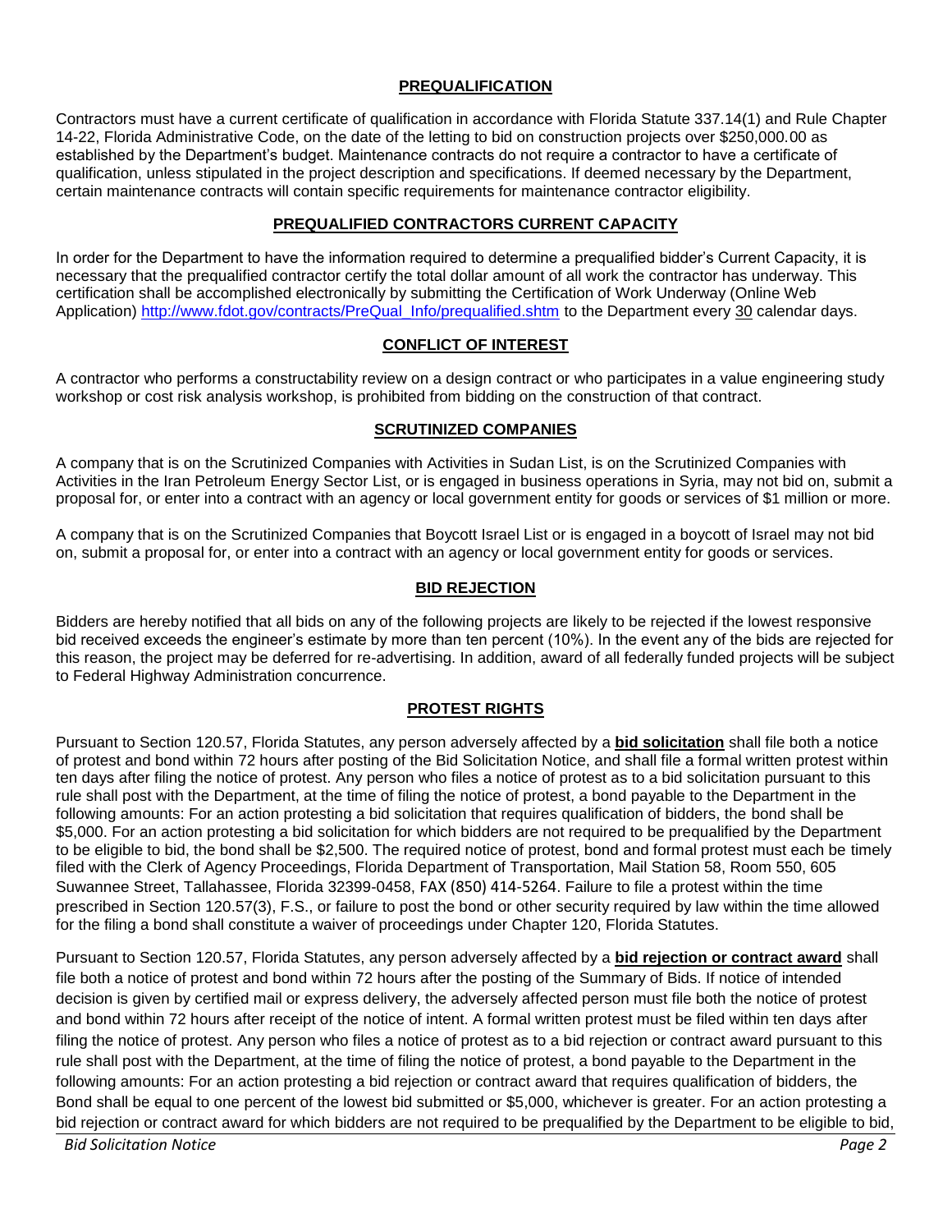## PREQUALIFICATION

Contractors must have a current certificate of qualification in accordance with Florida Statute 337.14(1) and Rule Chapter 14-22, Florida Administrative Code, on the date of the letting to bid on construction projects over $250,000.00 as established by the Department's budget. Maintenance contracts do not require a contractor to have a certificate of qualification, unless stipulated in the project description and specifications. If deemed necessary by the Department, certain maintenance contracts will contain specific requirements for maintenance contractor eligibility.

## PREQUALIFIED CONTRACTORS CURRENT CAPACITY

In order for the Department to have the information required to determine a prequalified bidder's Current Capacity, it is necessary that the prequalified contractor certify the total dollar amount of all work the contractor has underway. This certification shall be accomplished electronically by submitting the Certification of Work Underway (Online Web Application) http://www.fdot.gov/contracts/PreQual_Info/prequalified.shtm to the Department every 30 calendar days.

## CONFLICT OF INTEREST

A contractor who performs a constructability review on a design contract or who participates in a value engineering study workshop or cost risk analysis workshop, is prohibited from bidding on the construction of that contract.

## SCRUTINIZED COMPANIES

A company that is on the Scrutinized Companies with Activities in Sudan List, is on the Scrutinized Companies with Activities in the Iran Petroleum Energy Sector List, or is engaged in business operations in Syria, may not bid on, submit a proposal for, or enter into a contract with an agency or local government entity for goods or services of $1 million or more.

A company that is on the Scrutinized Companies that Boycott Israel List or is engaged in a boycott of Israel may not bid on, submit a proposal for, or enter into a contract with an agency or local government entity for goods or services.

## BID REJECTION

Bidders are hereby notified that all bids on any of the following projects are likely to be rejected if the lowest responsive bid received exceeds the engineer's estimate by more than ten percent (10%). In the event any of the bids are rejected for this reason, the project may be deferred for re-advertising. In addition, award of all federally funded projects will be subject to Federal Highway Administration concurrence.

## PROTEST RIGHTS

Pursuant to Section 120.57, Florida Statutes, any person adversely affected by a **bid solicitation** shall file both a notice of protest and bond within 72 hours after posting of the Bid Solicitation Notice, and shall file a formal written protest within ten days after filing the notice of protest. Any person who files a notice of protest as to a bid solicitation pursuant to this rule shall post with the Department, at the time of filing the notice of protest, a bond payable to the Department in the following amounts: For an action protesting a bid solicitation that requires qualification of bidders, the bond shall be $5,000. For an action protesting a bid solicitation for which bidders are not required to be prequalified by the Department to be eligible to bid, the bond shall be $2,500. The required notice of protest, bond and formal protest must each be timely filed with the Clerk of Agency Proceedings, Florida Department of Transportation, Mail Station 58, Room 550, 605 Suwannee Street, Tallahassee, Florida 32399-0458, FAX (850) 414-5264. Failure to file a protest within the time prescribed in Section 120.57(3), F.S., or failure to post the bond or other security required by law within the time allowed for the filing a bond shall constitute a waiver of proceedings under Chapter 120, Florida Statutes.

Pursuant to Section 120.57, Florida Statutes, any person adversely affected by a **bid rejection or contract award** shall file both a notice of protest and bond within 72 hours after the posting of the Summary of Bids. If notice of intended decision is given by certified mail or express delivery, the adversely affected person must file both the notice of protest and bond within 72 hours after receipt of the notice of intent. A formal written protest must be filed within ten days after filing the notice of protest. Any person who files a notice of protest as to a bid rejection or contract award pursuant to this rule shall post with the Department, at the time of filing the notice of protest, a bond payable to the Department in the following amounts: For an action protesting a bid rejection or contract award that requires qualification of bidders, the Bond shall be equal to one percent of the lowest bid submitted or $5,000, whichever is greater. For an action protesting a bid rejection or contract award for which bidders are not required to be prequalified by the Department to be eligible to bid,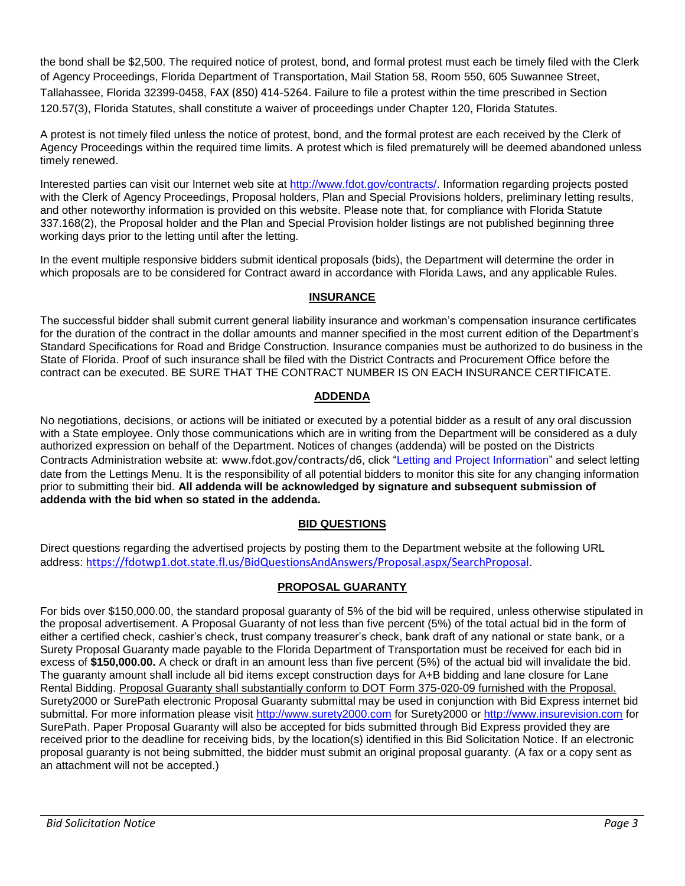the bond shall be $2,500. The required notice of protest, bond, and formal protest must each be timely filed with the Clerk of Agency Proceedings, Florida Department of Transportation, Mail Station 58, Room 550, 605 Suwannee Street, Tallahassee, Florida 32399-0458, FAX (850) 414-5264. Failure to file a protest within the time prescribed in Section 120.57(3), Florida Statutes, shall constitute a waiver of proceedings under Chapter 120, Florida Statutes.

A protest is not timely filed unless the notice of protest, bond, and the formal protest are each received by the Clerk of Agency Proceedings within the required time limits. A protest which is filed prematurely will be deemed abandoned unless timely renewed.

Interested parties can visit our Internet web site at http://www.fdot.gov/contracts/. Information regarding projects posted with the Clerk of Agency Proceedings, Proposal holders, Plan and Special Provisions holders, preliminary letting results, and other noteworthy information is provided on this website. Please note that, for compliance with Florida Statute 337.168(2), the Proposal holder and the Plan and Special Provision holder listings are not published beginning three working days prior to the letting until after the letting.

In the event multiple responsive bidders submit identical proposals (bids), the Department will determine the order in which proposals are to be considered for Contract award in accordance with Florida Laws, and any applicable Rules.

## INSURANCE

The successful bidder shall submit current general liability insurance and workman's compensation insurance certificates for the duration of the contract in the dollar amounts and manner specified in the most current edition of the Department's Standard Specifications for Road and Bridge Construction. Insurance companies must be authorized to do business in the State of Florida. Proof of such insurance shall be filed with the District Contracts and Procurement Office before the contract can be executed. BE SURE THAT THE CONTRACT NUMBER IS ON EACH INSURANCE CERTIFICATE.

## ADDENDA

No negotiations, decisions, or actions will be initiated or executed by a potential bidder as a result of any oral discussion with a State employee. Only those communications which are in writing from the Department will be considered as a duly authorized expression on behalf of the Department. Notices of changes (addenda) will be posted on the Districts Contracts Administration website at: www.fdot.gov/contracts/d6, click "Letting and Project Information" and select letting date from the Lettings Menu. It is the responsibility of all potential bidders to monitor this site for any changing information prior to submitting their bid. **All addenda will be acknowledged by signature and subsequent submission of addenda with the bid when so stated in the addenda.**

## BID QUESTIONS

Direct questions regarding the advertised projects by posting them to the Department website at the following URL address: https://fdotwp1.dot.state.fl.us/BidQuestionsAndAnswers/Proposal.aspx/SearchProposal.

## PROPOSAL GUARANTY

For bids over $150,000.00, the standard proposal guaranty of 5% of the bid will be required, unless otherwise stipulated in the proposal advertisement. A Proposal Guaranty of not less than five percent (5%) of the total actual bid in the form of either a certified check, cashier's check, trust company treasurer's check, bank draft of any national or state bank, or a Surety Proposal Guaranty made payable to the Florida Department of Transportation must be received for each bid in excess of **$150,000.00.** A check or draft in an amount less than five percent (5%) of the actual bid will invalidate the bid. The guaranty amount shall include all bid items except construction days for A+B bidding and lane closure for Lane Rental Bidding. Proposal Guaranty shall substantially conform to DOT Form 375-020-09 furnished with the Proposal. Surety2000 or SurePath electronic Proposal Guaranty submittal may be used in conjunction with Bid Express internet bid submittal. For more information please visit http://www.surety2000.com for Surety2000 or http://www.insurevision.com for SurePath. Paper Proposal Guaranty will also be accepted for bids submitted through Bid Express provided they are received prior to the deadline for receiving bids, by the location(s) identified in this Bid Solicitation Notice. If an electronic proposal guaranty is not being submitted, the bidder must submit an original proposal guaranty. (A fax or a copy sent as an attachment will not be accepted.)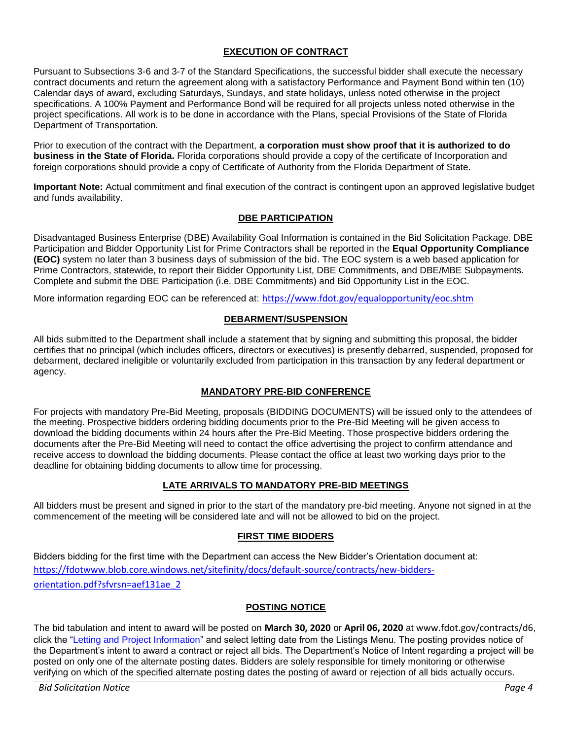## EXECUTION OF CONTRACT

Pursuant to Subsections 3-6 and 3-7 of the Standard Specifications, the successful bidder shall execute the necessary contract documents and return the agreement along with a satisfactory Performance and Payment Bond within ten (10) Calendar days of award, excluding Saturdays, Sundays, and state holidays, unless noted otherwise in the project specifications. A 100% Payment and Performance Bond will be required for all projects unless noted otherwise in the project specifications. All work is to be done in accordance with the Plans, special Provisions of the State of Florida Department of Transportation.

Prior to execution of the contract with the Department, **a corporation must show proof that it is authorized to do business in the State of Florida.** Florida corporations should provide a copy of the certificate of Incorporation and foreign corporations should provide a copy of Certificate of Authority from the Florida Department of State.

**Important Note:** Actual commitment and final execution of the contract is contingent upon an approved legislative budget and funds availability.

## DBE PARTICIPATION

Disadvantaged Business Enterprise (DBE) Availability Goal Information is contained in the Bid Solicitation Package. DBE Participation and Bidder Opportunity List for Prime Contractors shall be reported in the **Equal Opportunity Compliance (EOC)** system no later than 3 business days of submission of the bid. The EOC system is a web based application for Prime Contractors, statewide, to report their Bidder Opportunity List, DBE Commitments, and DBE/MBE Subpayments. Complete and submit the DBE Participation (i.e. DBE Commitments) and Bid Opportunity List in the EOC.

More information regarding EOC can be referenced at: https://www.fdot.gov/equalopportunity/eoc.shtm

## DEBARMENT/SUSPENSION

All bids submitted to the Department shall include a statement that by signing and submitting this proposal, the bidder certifies that no principal (which includes officers, directors or executives) is presently debarred, suspended, proposed for debarment, declared ineligible or voluntarily excluded from participation in this transaction by any federal department or agency.

## MANDATORY PRE-BID CONFERENCE

For projects with mandatory Pre-Bid Meeting, proposals (BIDDING DOCUMENTS) will be issued only to the attendees of the meeting. Prospective bidders ordering bidding documents prior to the Pre-Bid Meeting will be given access to download the bidding documents within 24 hours after the Pre-Bid Meeting. Those prospective bidders ordering the documents after the Pre-Bid Meeting will need to contact the office advertising the project to confirm attendance and receive access to download the bidding documents. Please contact the office at least two working days prior to the deadline for obtaining bidding documents to allow time for processing.

## LATE ARRIVALS TO MANDATORY PRE-BID MEETINGS

All bidders must be present and signed in prior to the start of the mandatory pre-bid meeting. Anyone not signed in at the commencement of the meeting will be considered late and will not be allowed to bid on the project.

## FIRST TIME BIDDERS

Bidders bidding for the first time with the Department can access the New Bidder's Orientation document at: https://fdotwww.blob.core.windows.net/sitefinity/docs/default-source/contracts/new-bidders-orientation.pdf?sfvrsn=aef131ae_2

## POSTING NOTICE

The bid tabulation and intent to award will be posted on **March 30, 2020** or **April 06, 2020** at www.fdot.gov/contracts/d6, click the "Letting and Project Information" and select letting date from the Listings Menu. The posting provides notice of the Department's intent to award a contract or reject all bids. The Department's Notice of Intent regarding a project will be posted on only one of the alternate posting dates. Bidders are solely responsible for timely monitoring or otherwise verifying on which of the specified alternate posting dates the posting of award or rejection of all bids actually occurs.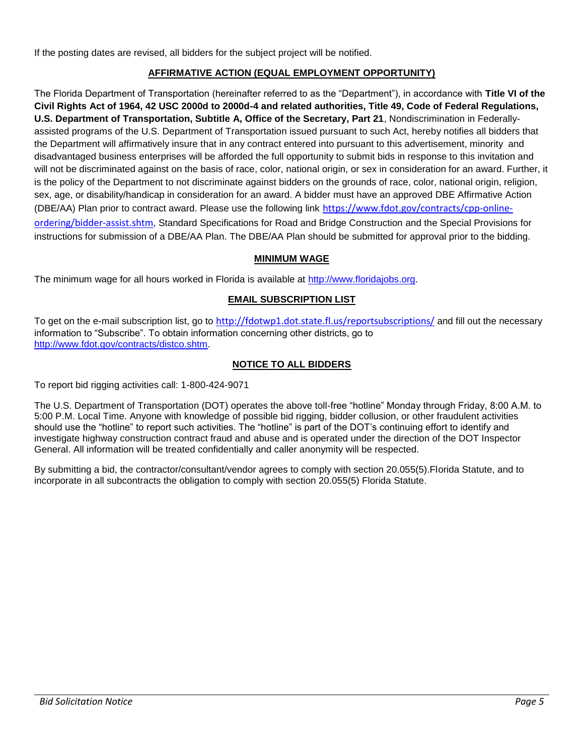If the posting dates are revised, all bidders for the subject project will be notified.

## AFFIRMATIVE ACTION (EQUAL EMPLOYMENT OPPORTUNITY)

The Florida Department of Transportation (hereinafter referred to as the "Department"), in accordance with **Title VI of the Civil Rights Act of 1964, 42 USC 2000d to 2000d-4 and related authorities, Title 49, Code of Federal Regulations, U.S. Department of Transportation, Subtitle A, Office of the Secretary, Part 21**, Nondiscrimination in Federally-assisted programs of the U.S. Department of Transportation issued pursuant to such Act, hereby notifies all bidders that the Department will affirmatively insure that in any contract entered into pursuant to this advertisement, minority and disadvantaged business enterprises will be afforded the full opportunity to submit bids in response to this invitation and will not be discriminated against on the basis of race, color, national origin, or sex in consideration for an award. Further, it is the policy of the Department to not discriminate against bidders on the grounds of race, color, national origin, religion, sex, age, or disability/handicap in consideration for an award. A bidder must have an approved DBE Affirmative Action (DBE/AA) Plan prior to contract award. Please use the following link https://www.fdot.gov/contracts/cpp-online-ordering/bidder-assist.shtm, Standard Specifications for Road and Bridge Construction and the Special Provisions for instructions for submission of a DBE/AA Plan. The DBE/AA Plan should be submitted for approval prior to the bidding.

## MINIMUM WAGE

The minimum wage for all hours worked in Florida is available at http://www.floridajobs.org.

## EMAIL SUBSCRIPTION LIST

To get on the e-mail subscription list, go to http://fdotwp1.dot.state.fl.us/reportsubscriptions/ and fill out the necessary information to "Subscribe". To obtain information concerning other districts, go to http://www.fdot.gov/contracts/distco.shtm.

## NOTICE TO ALL BIDDERS

To report bid rigging activities call: 1-800-424-9071

The U.S. Department of Transportation (DOT) operates the above toll-free "hotline" Monday through Friday, 8:00 A.M. to 5:00 P.M. Local Time. Anyone with knowledge of possible bid rigging, bidder collusion, or other fraudulent activities should use the "hotline" to report such activities. The "hotline" is part of the DOT's continuing effort to identify and investigate highway construction contract fraud and abuse and is operated under the direction of the DOT Inspector General. All information will be treated confidentially and caller anonymity will be respected.

By submitting a bid, the contractor/consultant/vendor agrees to comply with section 20.055(5).Florida Statute, and to incorporate in all subcontracts the obligation to comply with section 20.055(5) Florida Statute.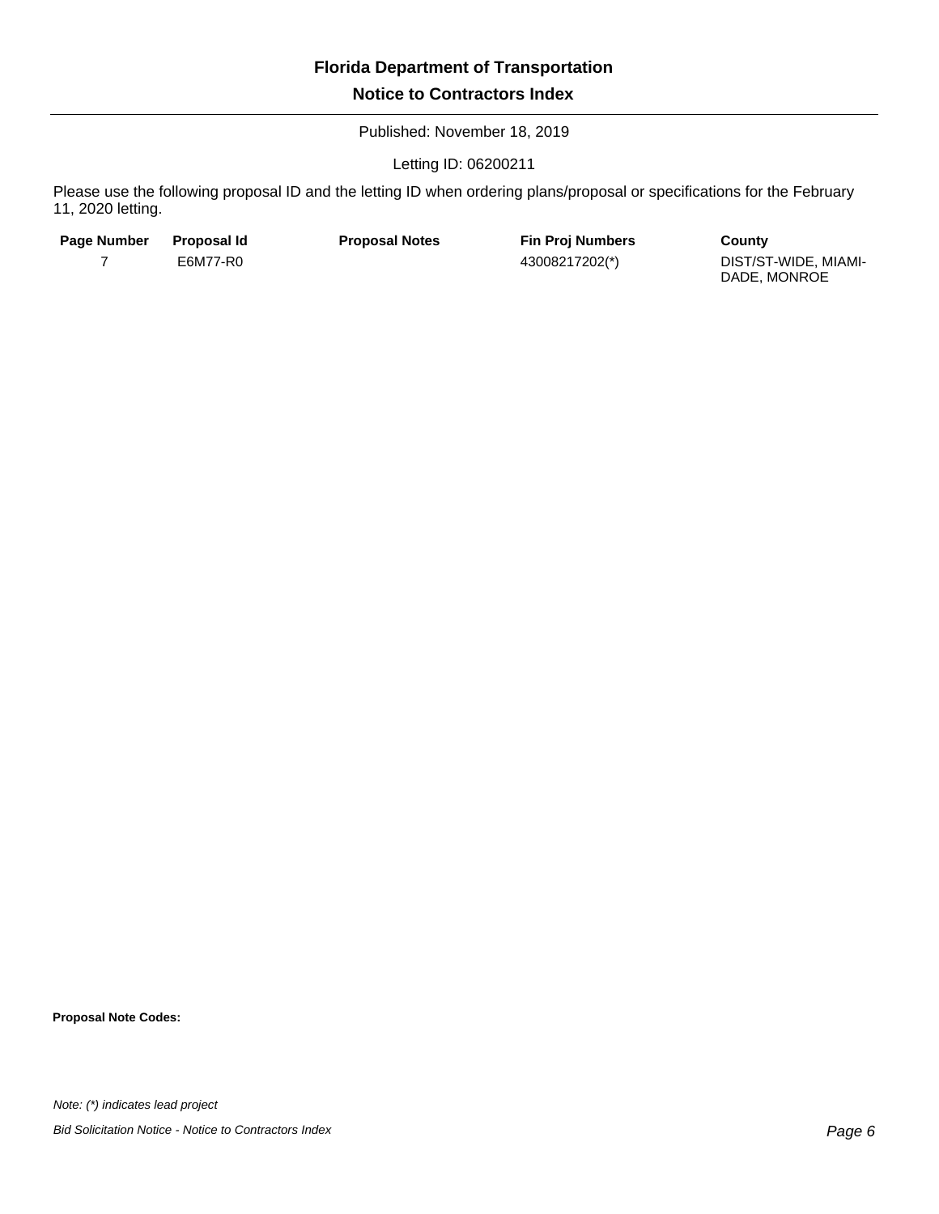# Florida Department of Transportation

## Notice to Contractors Index

Published: November 18, 2019

Letting ID: 06200211

Please use the following proposal ID and the letting ID when ordering plans/proposal or specifications for the February 11, 2020 letting.

| Page Number | Proposal Id | Proposal Notes | Fin Proj Numbers | County |
|---|---|---|---|---|
| 7 | E6M77-R0 | | 43008217202(*) | DIST/ST-WIDE, MIAMI-DADE, MONROE |

**Proposal Note Codes:**

*Note: (*) indicates lead project*

*Bid Solicitation Notice - Notice to Contractors Index*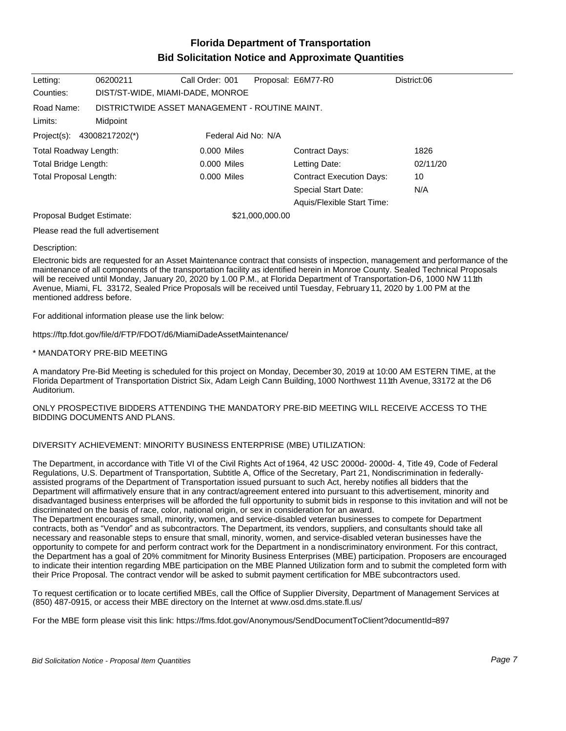# Florida Department of Transportation
## Bid Solicitation Notice and Approximate Quantities

| Letting: | 06200211 | Call Order: 001 | Proposal: E6M77-R0 | District:06 |
|---|---|---|---|---|
| Counties: | DIST/ST-WIDE, MIAMI-DADE, MONROE | | | |
| Road Name: | DISTRICTWIDE ASSET MANAGEMENT - ROUTINE MAINT. | | | |
| Limits: | Midpoint | | | |
| Project(s): | 43008217202(*) | Federal Aid No: N/A | | |

| | | | |
|---|---|---|---|
| Total Roadway Length: | 0.000 Miles | Contract Days: | 1826 |
| Total Bridge Length: | 0.000 Miles | Letting Date: | 02/11/20 |
| Total Proposal Length: | 0.000 Miles | Contract Execution Days: | 10 |
| | | Special Start Date: | N/A |
| | | Aquis/Flexible Start Time: | |

Proposal Budget Estimate: $21,000,000.00

Please read the full advertisement

Description:

Electronic bids are requested for an Asset Maintenance contract that consists of inspection, management and performance of the maintenance of all components of the transportation facility as identified herein in Monroe County. Sealed Technical Proposals will be received until Monday, January 20, 2020 by 1.00 P.M., at Florida Department of Transportation-D6, 1000 NW 111th Avenue, Miami, FL 33172, Sealed Price Proposals will be received until Tuesday, February 11, 2020 by 1.00 PM at the mentioned address before.

For additional information please use the link below:

https://ftp.fdot.gov/file/d/FTP/FDOT/d6/MiamiDadeAssetMaintenance/

* MANDATORY PRE-BID MEETING

A mandatory Pre-Bid Meeting is scheduled for this project on Monday, December 30, 2019 at 10:00 AM ESTERN TIME, at the Florida Department of Transportation District Six, Adam Leigh Cann Building, 1000 Northwest 111th Avenue, 33172 at the D6 Auditorium.

ONLY PROSPECTIVE BIDDERS ATTENDING THE MANDATORY PRE-BID MEETING WILL RECEIVE ACCESS TO THE BIDDING DOCUMENTS AND PLANS.

DIVERSITY ACHIEVEMENT: MINORITY BUSINESS ENTERPRISE (MBE) UTILIZATION:

The Department, in accordance with Title VI of the Civil Rights Act of 1964, 42 USC 2000d- 2000d- 4, Title 49, Code of Federal Regulations, U.S. Department of Transportation, Subtitle A, Office of the Secretary, Part 21, Nondiscrimination in federally-assisted programs of the Department of Transportation issued pursuant to such Act, hereby notifies all bidders that the Department will affirmatively ensure that in any contract/agreement entered into pursuant to this advertisement, minority and disadvantaged business enterprises will be afforded the full opportunity to submit bids in response to this invitation and will not be discriminated on the basis of race, color, national origin, or sex in consideration for an award.
The Department encourages small, minority, women, and service-disabled veteran businesses to compete for Department contracts, both as "Vendor" and as subcontractors. The Department, its vendors, suppliers, and consultants should take all necessary and reasonable steps to ensure that small, minority, women, and service-disabled veteran businesses have the opportunity to compete for and perform contract work for the Department in a nondiscriminatory environment. For this contract, the Department has a goal of 20% commitment for Minority Business Enterprises (MBE) participation. Proposers are encouraged to indicate their intention regarding MBE participation on the MBE Planned Utilization form and to submit the completed form with their Price Proposal. The contract vendor will be asked to submit payment certification for MBE subcontractors used.

To request certification or to locate certified MBEs, call the Office of Supplier Diversity, Department of Management Services at (850) 487-0915, or access their MBE directory on the Internet at www.osd.dms.state.fl.us/

For the MBE form please visit this link: https://fms.fdot.gov/Anonymous/SendDocumentToClient?documentId=897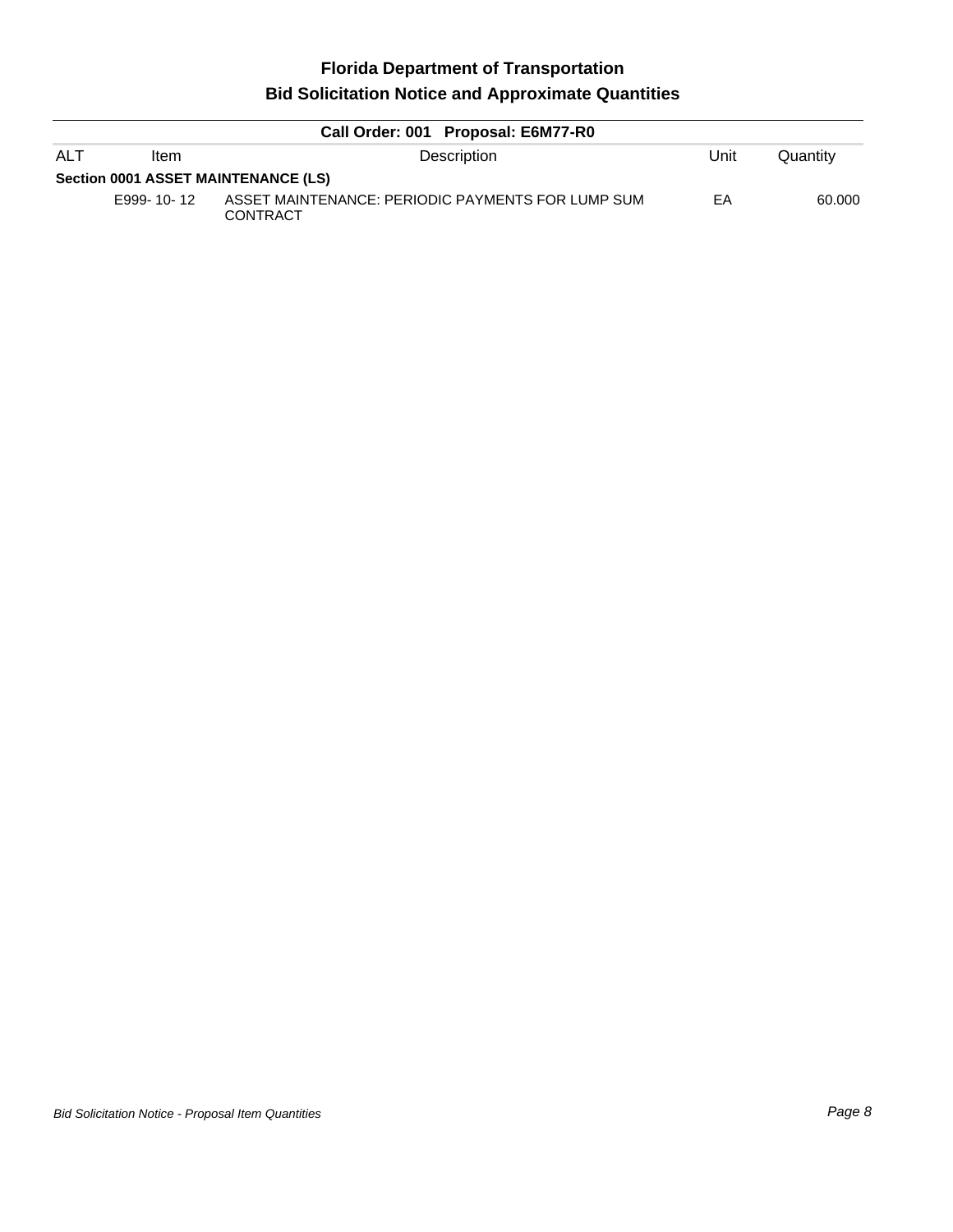# Florida Department of Transportation

## Bid Solicitation Notice and Approximate Quantities

**Call Order: 001 Proposal: E6M77-R0**

| ALT | Item | Description | Unit | Quantity |
|---|---|---|---|---|
| **Section 0001 ASSET MAINTENANCE (LS)** | | | | |
| | E999- 10- 12 | ASSET MAINTENANCE: PERIODIC PAYMENTS FOR LUMP SUM CONTRACT | EA | 60.000 |